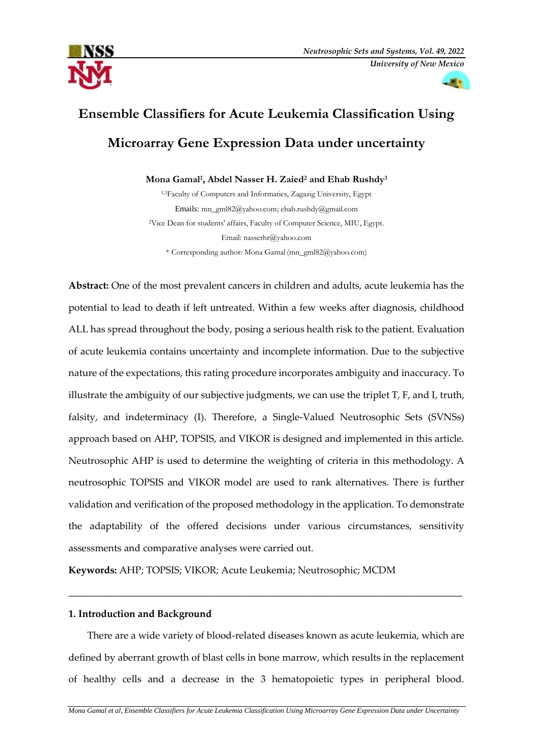# Ensemble Classifiers for Acute Leukemia Classification Using Microarray Gene Expression Data under uncertainty

**Mona Gamal[1], Abdel Nasser H. Zaied[2] and Ehab Rushdy[3]**

[1,3]Faculty of Computers and Informatics, Zagazig University, Egypt

Emails: mn_gml82@yahoo.com; ehab.rushdy@gmail.com

[2]Vice Dean for students' affairs, Faculty of Computer Science, MIU, Egypt.

Email: nasserhr@yahoo.com

* Corresponding author: Mona Gamal (mn_gml82@yahoo.com)

**Abstract:** One of the most prevalent cancers in children and adults, acute leukemia has the potential to lead to death if left untreated. Within a few weeks after diagnosis, childhood ALL has spread throughout the body, posing a serious health risk to the patient. Evaluation of acute leukemia contains uncertainty and incomplete information. Due to the subjective nature of the expectations, this rating procedure incorporates ambiguity and inaccuracy. To illustrate the ambiguity of our subjective judgments, we can use the triplet T, F, and I, truth, falsity, and indeterminacy (I). Therefore, a Single-Valued Neutrosophic Sets (SVNSs) approach based on AHP, TOPSIS, and VIKOR is designed and implemented in this article. Neutrosophic AHP is used to determine the weighting of criteria in this methodology. A neutrosophic TOPSIS and VIKOR model are used to rank alternatives. There is further validation and verification of the proposed methodology in the application. To demonstrate the adaptability of the offered decisions under various circumstances, sensitivity assessments and comparative analyses were carried out.

**Keywords:** AHP; TOPSIS; VIKOR; Acute Leukemia; Neutrosophic; MCDM

---

## 1. Introduction and Background

There are a wide variety of blood-related diseases known as acute leukemia, which are defined by aberrant growth of blast cells in bone marrow, which results in the replacement of healthy cells and a decrease in the 3 hematopoietic types in peripheral blood.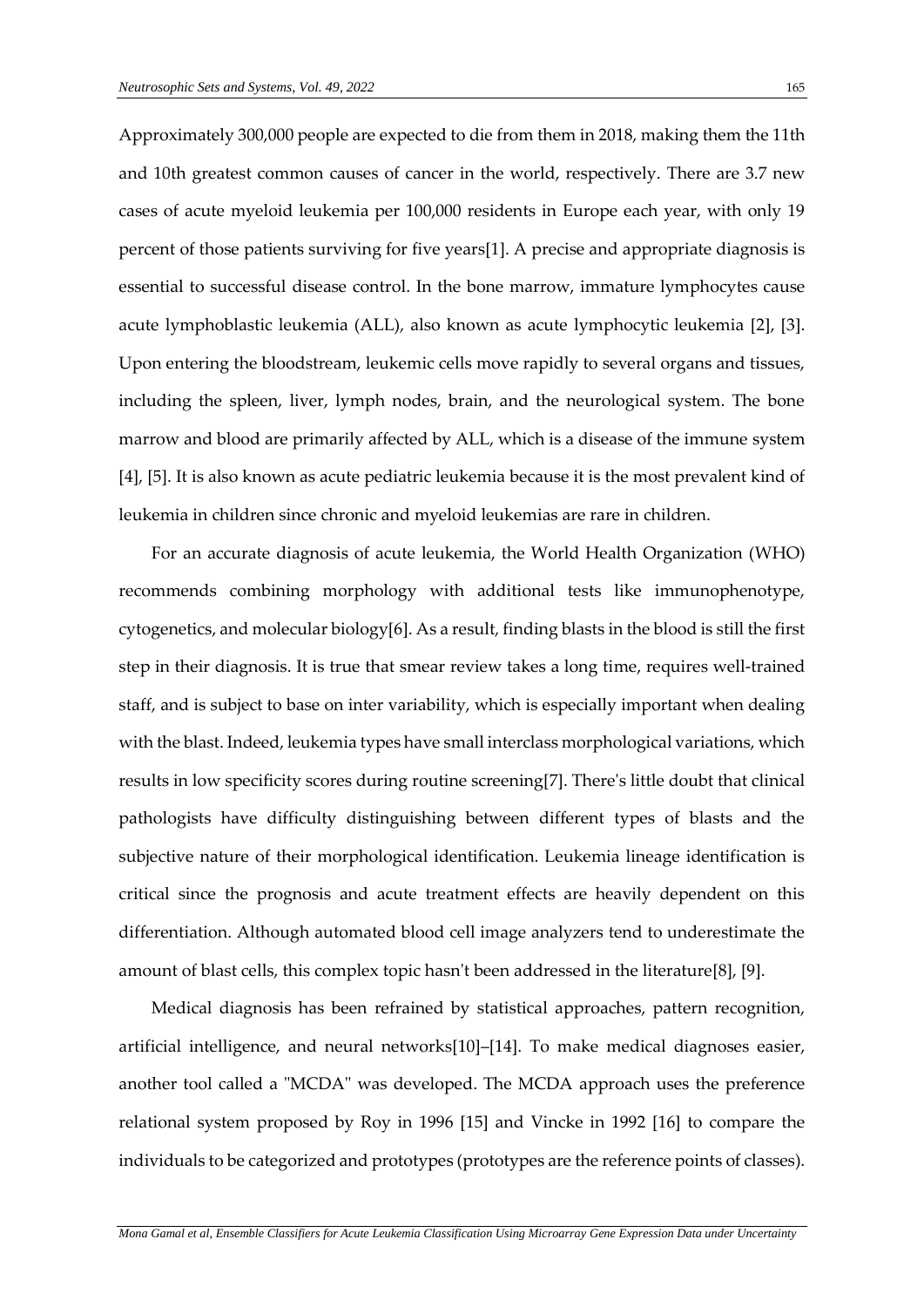Approximately 300,000 people are expected to die from them in 2018, making them the 11th and 10th greatest common causes of cancer in the world, respectively. There are 3.7 new cases of acute myeloid leukemia per 100,000 residents in Europe each year, with only 19 percent of those patients surviving for five years[1]. A precise and appropriate diagnosis is essential to successful disease control. In the bone marrow, immature lymphocytes cause acute lymphoblastic leukemia (ALL), also known as acute lymphocytic leukemia [2], [3]. Upon entering the bloodstream, leukemic cells move rapidly to several organs and tissues, including the spleen, liver, lymph nodes, brain, and the neurological system. The bone marrow and blood are primarily affected by ALL, which is a disease of the immune system [4], [5]. It is also known as acute pediatric leukemia because it is the most prevalent kind of leukemia in children since chronic and myeloid leukemias are rare in children.

For an accurate diagnosis of acute leukemia, the World Health Organization (WHO) recommends combining morphology with additional tests like immunophenotype, cytogenetics, and molecular biology[6]. As a result, finding blasts in the blood is still the first step in their diagnosis. It is true that smear review takes a long time, requires well-trained staff, and is subject to base on inter variability, which is especially important when dealing with the blast. Indeed, leukemia types have small interclass morphological variations, which results in low specificity scores during routine screening[7]. There's little doubt that clinical pathologists have difficulty distinguishing between different types of blasts and the subjective nature of their morphological identification. Leukemia lineage identification is critical since the prognosis and acute treatment effects are heavily dependent on this differentiation. Although automated blood cell image analyzers tend to underestimate the amount of blast cells, this complex topic hasn't been addressed in the literature[8], [9].

Medical diagnosis has been refrained by statistical approaches, pattern recognition, artificial intelligence, and neural networks[10]–[14]. To make medical diagnoses easier, another tool called a "MCDA" was developed. The MCDA approach uses the preference relational system proposed by Roy in 1996 [15] and Vincke in 1992 [16] to compare the individuals to be categorized and prototypes (prototypes are the reference points of classes).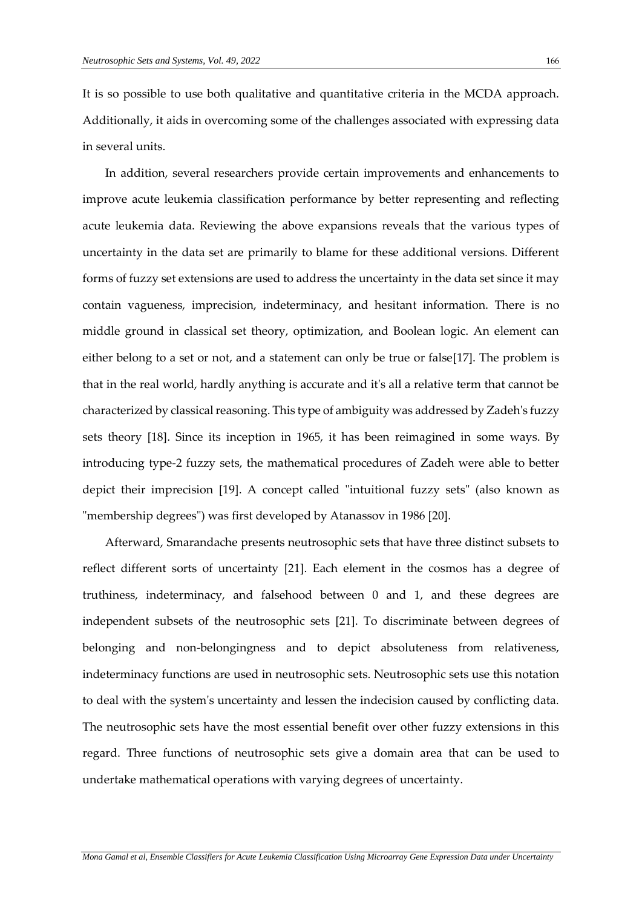It is so possible to use both qualitative and quantitative criteria in the MCDA approach. Additionally, it aids in overcoming some of the challenges associated with expressing data in several units.

In addition, several researchers provide certain improvements and enhancements to improve acute leukemia classification performance by better representing and reflecting acute leukemia data. Reviewing the above expansions reveals that the various types of uncertainty in the data set are primarily to blame for these additional versions. Different forms of fuzzy set extensions are used to address the uncertainty in the data set since it may contain vagueness, imprecision, indeterminacy, and hesitant information. There is no middle ground in classical set theory, optimization, and Boolean logic. An element can either belong to a set or not, and a statement can only be true or false[17]. The problem is that in the real world, hardly anything is accurate and it's all a relative term that cannot be characterized by classical reasoning. This type of ambiguity was addressed by Zadeh's fuzzy sets theory [18]. Since its inception in 1965, it has been reimagined in some ways. By introducing type-2 fuzzy sets, the mathematical procedures of Zadeh were able to better depict their imprecision [19]. A concept called "intuitional fuzzy sets" (also known as "membership degrees") was first developed by Atanassov in 1986 [20].

Afterward, Smarandache presents neutrosophic sets that have three distinct subsets to reflect different sorts of uncertainty [21]. Each element in the cosmos has a degree of truthiness, indeterminacy, and falsehood between 0 and 1, and these degrees are independent subsets of the neutrosophic sets [21]. To discriminate between degrees of belonging and non-belongingness and to depict absoluteness from relativeness, indeterminacy functions are used in neutrosophic sets. Neutrosophic sets use this notation to deal with the system's uncertainty and lessen the indecision caused by conflicting data. The neutrosophic sets have the most essential benefit over other fuzzy extensions in this regard. Three functions of neutrosophic sets give a domain area that can be used to undertake mathematical operations with varying degrees of uncertainty.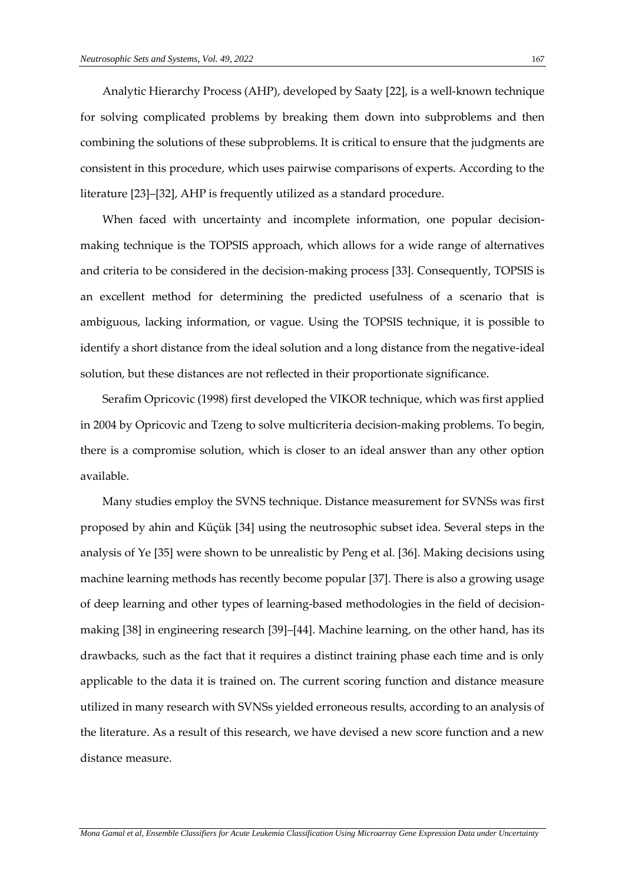Analytic Hierarchy Process (AHP), developed by Saaty [22], is a well-known technique for solving complicated problems by breaking them down into subproblems and then combining the solutions of these subproblems. It is critical to ensure that the judgments are consistent in this procedure, which uses pairwise comparisons of experts. According to the literature [23]–[32], AHP is frequently utilized as a standard procedure.

When faced with uncertainty and incomplete information, one popular decision-making technique is the TOPSIS approach, which allows for a wide range of alternatives and criteria to be considered in the decision-making process [33]. Consequently, TOPSIS is an excellent method for determining the predicted usefulness of a scenario that is ambiguous, lacking information, or vague. Using the TOPSIS technique, it is possible to identify a short distance from the ideal solution and a long distance from the negative-ideal solution, but these distances are not reflected in their proportionate significance.

Serafim Opricovic (1998) first developed the VIKOR technique, which was first applied in 2004 by Opricovic and Tzeng to solve multicriteria decision-making problems. To begin, there is a compromise solution, which is closer to an ideal answer than any other option available.

Many studies employ the SVNS technique. Distance measurement for SVNSs was first proposed by ahin and Küçük [34] using the neutrosophic subset idea. Several steps in the analysis of Ye [35] were shown to be unrealistic by Peng et al. [36]. Making decisions using machine learning methods has recently become popular [37]. There is also a growing usage of deep learning and other types of learning-based methodologies in the field of decision-making [38] in engineering research [39]–[44]. Machine learning, on the other hand, has its drawbacks, such as the fact that it requires a distinct training phase each time and is only applicable to the data it is trained on. The current scoring function and distance measure utilized in many research with SVNSs yielded erroneous results, according to an analysis of the literature. As a result of this research, we have devised a new score function and a new distance measure.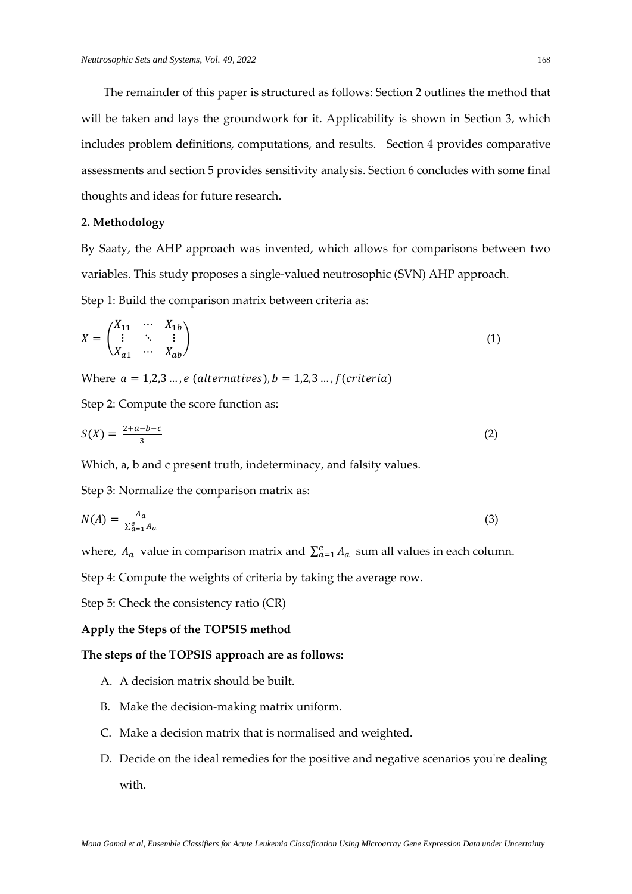The remainder of this paper is structured as follows: Section 2 outlines the method that will be taken and lays the groundwork for it. Applicability is shown in Section 3, which includes problem definitions, computations, and results. Section 4 provides comparative assessments and section 5 provides sensitivity analysis. Section 6 concludes with some final thoughts and ideas for future research.

## 2. Methodology

By Saaty, the AHP approach was invented, which allows for comparisons between two variables. This study proposes a single-valued neutrosophic (SVN) AHP approach.

Step 1: Build the comparison matrix between criteria as:

$$X = \begin{pmatrix} X_{11} & \cdots & X_{1b} \\ \vdots & \ddots & \vdots \\ X_{a1} & \cdots & X_{ab} \end{pmatrix} \tag{1}$$

Where $a = 1,2,3 \dots, e\ (alternatives), b = 1,2,3 \dots, f(criteria)$

Step 2: Compute the score function as:

$$S(X) = \frac{2+a-b-c}{3} \tag{2}$$

Which, a, b and c present truth, indeterminacy, and falsity values.

Step 3: Normalize the comparison matrix as:

$$N(A) = \frac{A_a}{\sum_{a=1}^{e} A_a} \tag{3}$$

where, $A_a$ value in comparison matrix and $\sum_{a=1}^{e} A_a$ sum all values in each column.

Step 4: Compute the weights of criteria by taking the average row.

Step 5: Check the consistency ratio (CR)

**Apply the Steps of the TOPSIS method**

**The steps of the TOPSIS approach are as follows:**

A. A decision matrix should be built.
B. Make the decision-making matrix uniform.
C. Make a decision matrix that is normalised and weighted.
D. Decide on the ideal remedies for the positive and negative scenarios you're dealing with.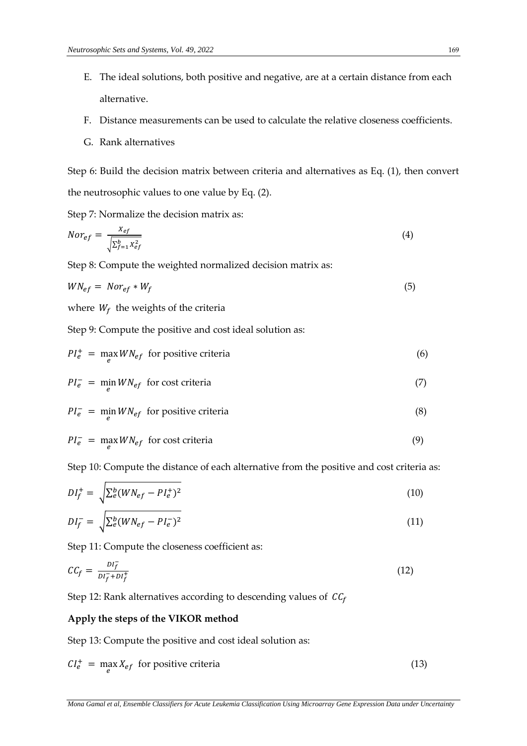E. The ideal solutions, both positive and negative, are at a certain distance from each alternative.

F. Distance measurements can be used to calculate the relative closeness coefficients.

G. Rank alternatives

Step 6: Build the decision matrix between criteria and alternatives as Eq. (1), then convert the neutrosophic values to one value by Eq. (2).

Step 7: Normalize the decision matrix as:

$$Nor_{ef} = \frac{X_{ef}}{\sqrt{\sum_{f=1}^{b} X_{ef}^2}} \tag{4}$$

Step 8: Compute the weighted normalized decision matrix as:

$$WN_{ef} = Nor_{ef} * W_f \tag{5}$$

where $W_f$ the weights of the criteria

Step 9: Compute the positive and cost ideal solution as:

$$PI_e^+ = \max_e WN_{ef} \text{ for positive criteria} \tag{6}$$

$$PI_e^- = \min_e WN_{ef} \text{ for cost criteria} \tag{7}$$

$$PI_e^- = \min_e WN_{ef} \text{ for positive criteria} \tag{8}$$

$$PI_e^- = \max_e WN_{ef} \text{ for cost criteria} \tag{9}$$

Step 10: Compute the distance of each alternative from the positive and cost criteria as:

$$DI_f^+ = \sqrt{\sum_e^b (WN_{ef} - PI_e^+)^2} \tag{10}$$

$$DI_f^- = \sqrt{\sum_e^b (WN_{ef} - PI_e^-)^2} \tag{11}$$

Step 11: Compute the closeness coefficient as:

$$CC_f = \frac{DI_f^-}{DI_f^- + DI_f^+} \tag{12}$$

Step 12: Rank alternatives according to descending values of $CC_f$

**Apply the steps of the VIKOR method**

Step 13: Compute the positive and cost ideal solution as:

$$CI_e^+ = \max_e X_{ef} \text{ for positive criteria} \tag{13}$$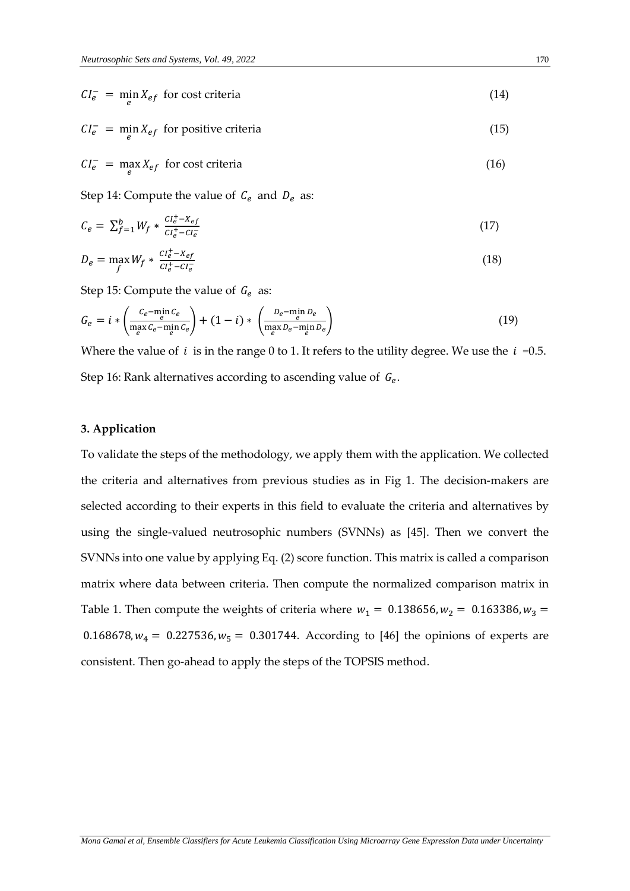$$CI_e^- = \min_e X_{ef} \text{ for cost criteria} \tag{14}$$

$$CI_e^- = \min_e X_{ef} \text{ for positive criteria} \tag{15}$$

$$CI_e^- = \max_e X_{ef} \text{ for cost criteria} \tag{16}$$

Step 14: Compute the value of $C_e$ and $D_e$ as:

$$C_e = \sum_{f=1}^{b} W_f * \frac{CI_e^+ - X_{ef}}{CI_e^+ - CI_e^-} \tag{17}$$

$$D_e = \max_f W_f * \frac{CI_e^+ - X_{ef}}{CI_e^+ - CI_e^-} \tag{18}$$

Step 15: Compute the value of $G_e$ as:

$$G_e = i * \left( \frac{C_e - \min_e C_e}{\max_e C_e - \min_e C_e} \right) + (1 - i) * \left( \frac{D_e - \min_e D_e}{\max_e D_e - \min_e D_e} \right) \tag{19}$$

Where the value of $i$ is in the range 0 to 1. It refers to the utility degree. We use the $i$ =0.5.

Step 16: Rank alternatives according to ascending value of $G_e$.

### 3. Application

To validate the steps of the methodology, we apply them with the application. We collected the criteria and alternatives from previous studies as in Fig 1. The decision-makers are selected according to their experts in this field to evaluate the criteria and alternatives by using the single-valued neutrosophic numbers (SVNNs) as [45]. Then we convert the SVNNs into one value by applying Eq. (2) score function. This matrix is called a comparison matrix where data between criteria. Then compute the normalized comparison matrix in Table 1. Then compute the weights of criteria where $w_1 = 0.138656, w_2 = 0.163386, w_3 = 0.168678, w_4 = 0.227536, w_5 = 0.301744$. According to [46] the opinions of experts are consistent. Then go-ahead to apply the steps of the TOPSIS method.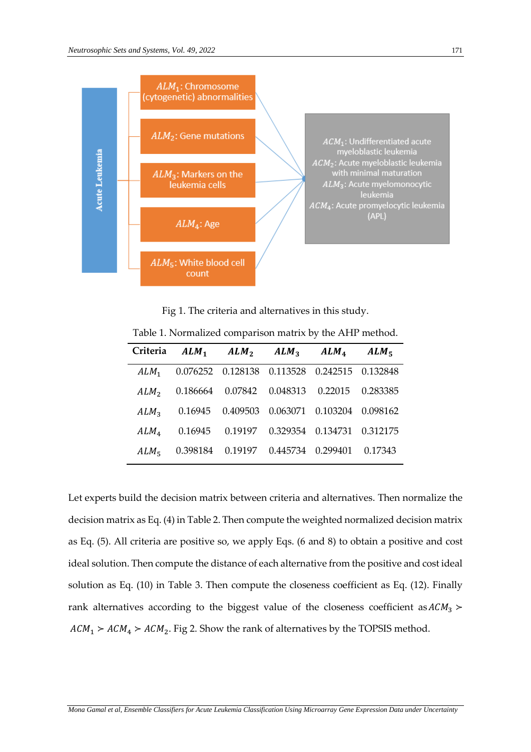Fig 1. The criteria and alternatives in this study.

Table 1. Normalized comparison matrix by the AHP method.

| Criteria | $ALM_1$ | $ALM_2$ | $ALM_3$ | $ALM_4$ | $ALM_5$ |
|---|---|---|---|---|---|
| $ALM_1$ | 0.076252 | 0.128138 | 0.113528 | 0.242515 | 0.132848 |
| $ALM_2$ | 0.186664 | 0.07842 | 0.048313 | 0.22015 | 0.283385 |
| $ALM_3$ | 0.16945 | 0.409503 | 0.063071 | 0.103204 | 0.098162 |
| $ALM_4$ | 0.16945 | 0.19197 | 0.329354 | 0.134731 | 0.312175 |
| $ALM_5$ | 0.398184 | 0.19197 | 0.445734 | 0.299401 | 0.17343 |

Let experts build the decision matrix between criteria and alternatives. Then normalize the decision matrix as Eq. (4) in Table 2. Then compute the weighted normalized decision matrix as Eq. (5). All criteria are positive so, we apply Eqs. (6 and 8) to obtain a positive and cost ideal solution. Then compute the distance of each alternative from the positive and cost ideal solution as Eq. (10) in Table 3. Then compute the closeness coefficient as Eq. (12). Finally rank alternatives according to the biggest value of the closeness coefficient as $ACM_3 \succ ACM_1 \succ ACM_4 \succ ACM_2$. Fig 2. Show the rank of alternatives by the TOPSIS method.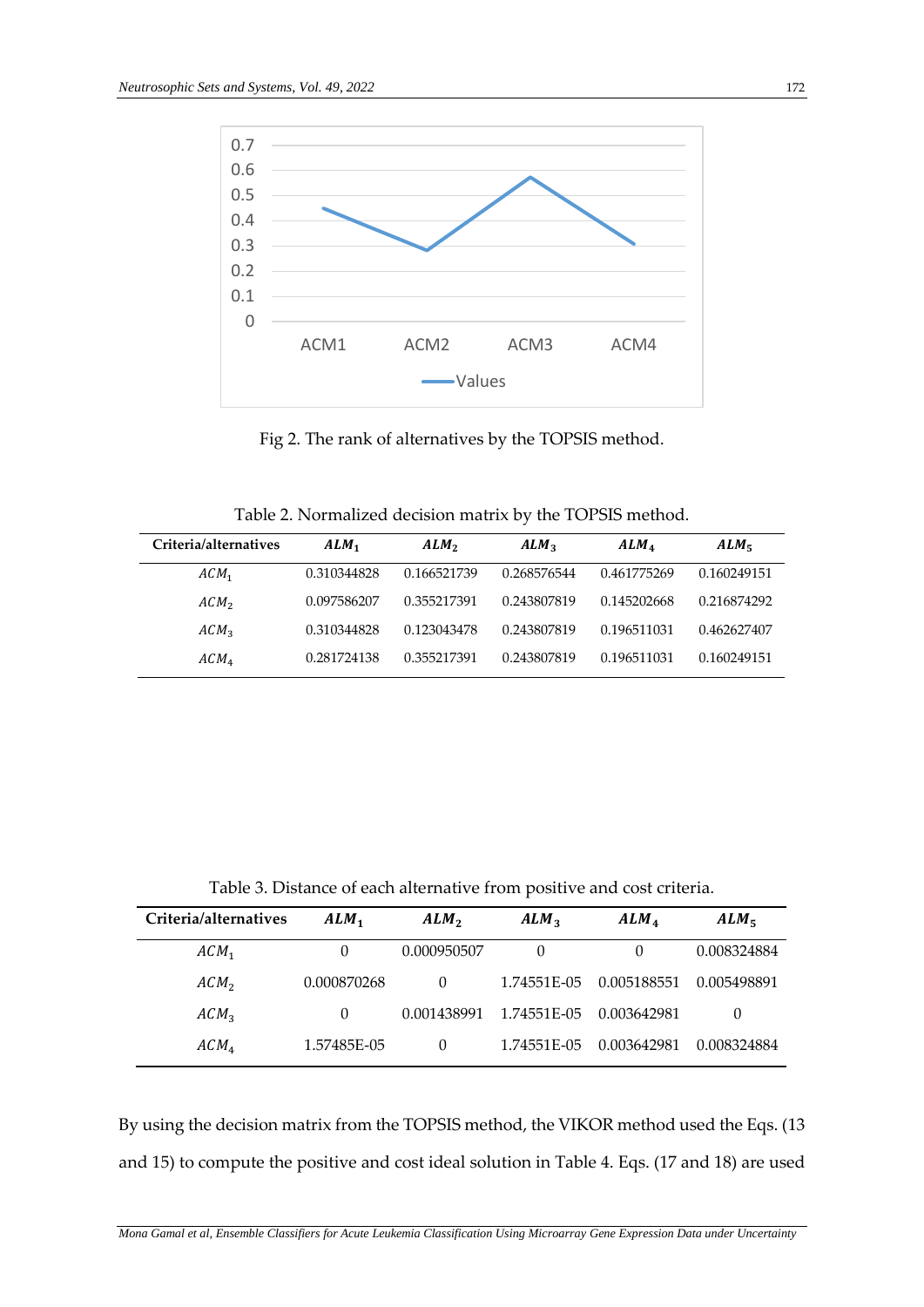Fig 2. The rank of alternatives by the TOPSIS method.

Table 2. Normalized decision matrix by the TOPSIS method.

| Criteria/alternatives | $ALM_1$ | $ALM_2$ | $ALM_3$ | $ALM_4$ | $ALM_5$ |
|---|---|---|---|---|---|
| $ACM_1$ | 0.310344828 | 0.166521739 | 0.268576544 | 0.461775269 | 0.160249151 |
| $ACM_2$ | 0.097586207 | 0.355217391 | 0.243807819 | 0.145202668 | 0.216874292 |
| $ACM_3$ | 0.310344828 | 0.123043478 | 0.243807819 | 0.196511031 | 0.462627407 |
| $ACM_4$ | 0.281724138 | 0.355217391 | 0.243807819 | 0.196511031 | 0.160249151 |

Table 3. Distance of each alternative from positive and cost criteria.

| Criteria/alternatives | $ALM_1$ | $ALM_2$ | $ALM_3$ | $ALM_4$ | $ALM_5$ |
|---|---|---|---|---|---|
| $ACM_1$ | 0 | 0.000950507 | 0 | 0 | 0.008324884 |
| $ACM_2$ | 0.000870268 | 0 | 1.74551E-05 | 0.005188551 | 0.005498891 |
| $ACM_3$ | 0 | 0.001438991 | 1.74551E-05 | 0.003642981 | 0 |
| $ACM_4$ | 1.57485E-05 | 0 | 1.74551E-05 | 0.003642981 | 0.008324884 |

By using the decision matrix from the TOPSIS method, the VIKOR method used the Eqs. (13 and 15) to compute the positive and cost ideal solution in Table 4. Eqs. (17 and 18) are used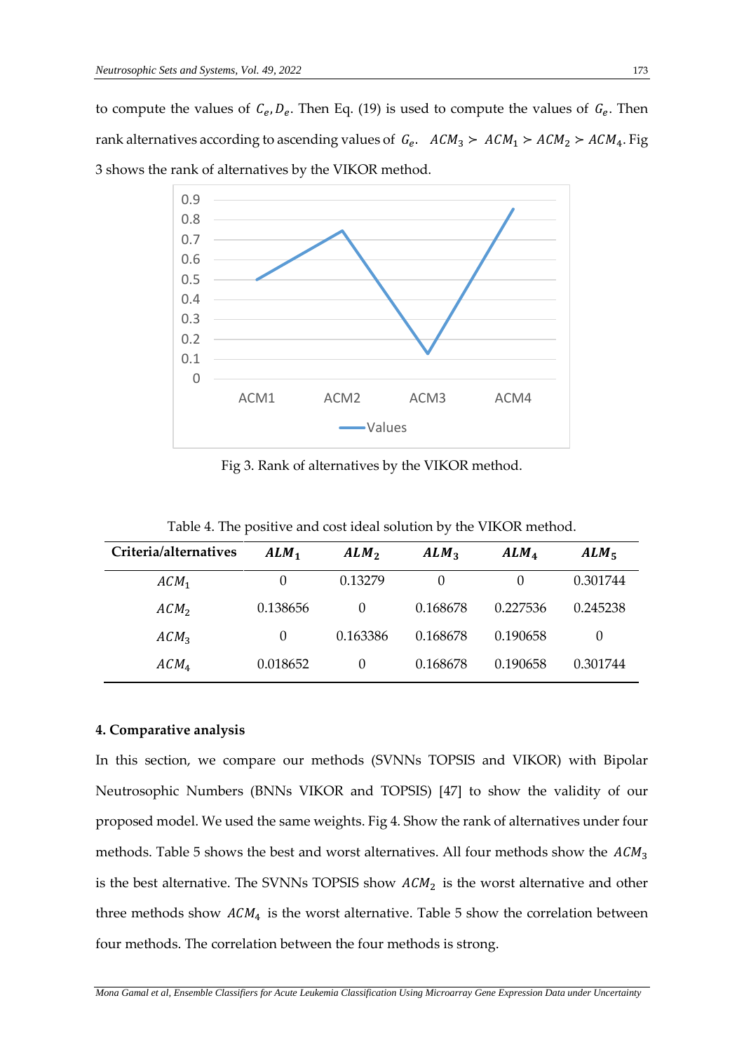to compute the values of $C_e, D_e$. Then Eq. (19) is used to compute the values of $G_e$. Then rank alternatives according to ascending values of $G_e$. $ACM_3 \succ ACM_1 \succ ACM_2 \succ ACM_4$. Fig 3 shows the rank of alternatives by the VIKOR method.

Fig 3. Rank of alternatives by the VIKOR method.

Table 4. The positive and cost ideal solution by the VIKOR method.

| Criteria/alternatives | $ALM_1$ | $ALM_2$ | $ALM_3$ | $ALM_4$ | $ALM_5$ |
|---|---|---|---|---|---|
| $ACM_1$ | 0 | 0.13279 | 0 | 0 | 0.301744 |
| $ACM_2$ | 0.138656 | 0 | 0.168678 | 0.227536 | 0.245238 |
| $ACM_3$ | 0 | 0.163386 | 0.168678 | 0.190658 | 0 |
| $ACM_4$ | 0.018652 | 0 | 0.168678 | 0.190658 | 0.301744 |

## 4. Comparative analysis

In this section, we compare our methods (SVNNs TOPSIS and VIKOR) with Bipolar Neutrosophic Numbers (BNNs VIKOR and TOPSIS) [47] to show the validity of our proposed model. We used the same weights. Fig 4. Show the rank of alternatives under four methods. Table 5 shows the best and worst alternatives. All four methods show the $ACM_3$ is the best alternative. The SVNNs TOPSIS show $ACM_2$ is the worst alternative and other three methods show $ACM_4$ is the worst alternative. Table 5 show the correlation between four methods. The correlation between the four methods is strong.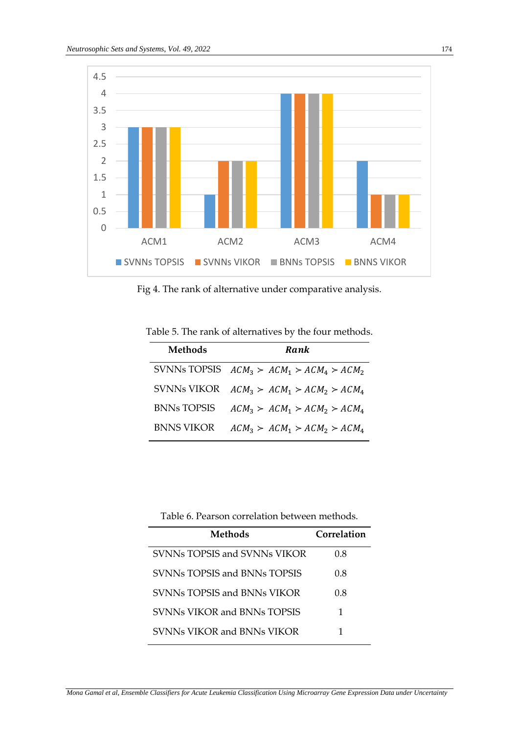Fig 4. The rank of alternative under comparative analysis.

Table 5. The rank of alternatives by the four methods.

| Methods | ***Rank*** |
| --- | --- |
| SVNNs TOPSIS | $ACM_3 \succ ACM_1 \succ ACM_4 \succ ACM_2$ |
| SVNNs VIKOR | $ACM_3 \succ ACM_1 \succ ACM_2 \succ ACM_4$ |
| BNNs TOPSIS | $ACM_3 \succ ACM_1 \succ ACM_2 \succ ACM_4$ |
| BNNS VIKOR | $ACM_3 \succ ACM_1 \succ ACM_2 \succ ACM_4$ |

Table 6. Pearson correlation between methods.

| Methods | Correlation |
| --- | --- |
| SVNNs TOPSIS and SVNNs VIKOR | 0.8 |
| SVNNs TOPSIS and BNNs TOPSIS | 0.8 |
| SVNNs TOPSIS and BNNs VIKOR | 0.8 |
| SVNNs VIKOR and BNNs TOPSIS | 1 |
| SVNNs VIKOR and BNNs VIKOR | 1 |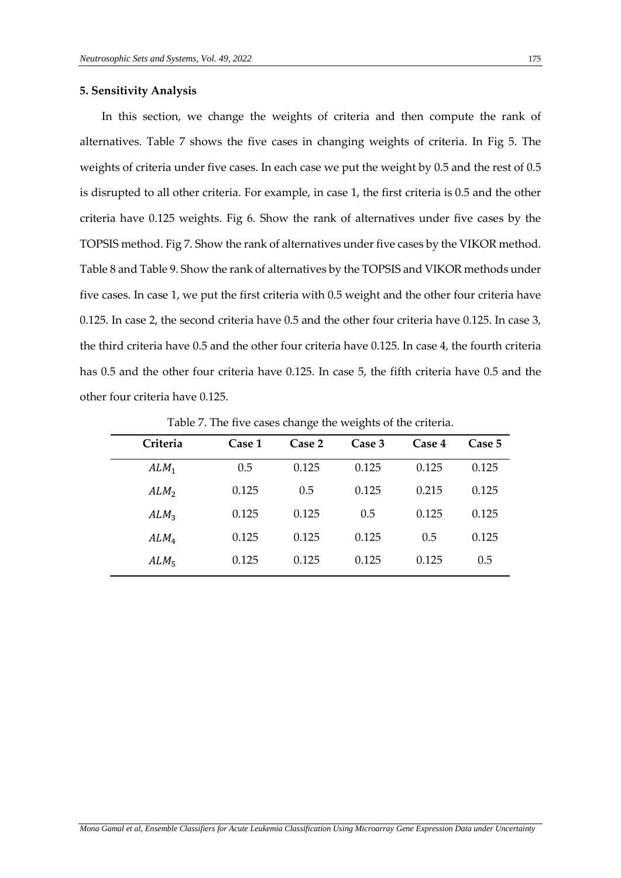## 5. Sensitivity Analysis

In this section, we change the weights of criteria and then compute the rank of alternatives. Table 7 shows the five cases in changing weights of criteria. In Fig 5. The weights of criteria under five cases. In each case we put the weight by 0.5 and the rest of 0.5 is disrupted to all other criteria. For example, in case 1, the first criteria is 0.5 and the other criteria have 0.125 weights. Fig 6. Show the rank of alternatives under five cases by the TOPSIS method. Fig 7. Show the rank of alternatives under five cases by the VIKOR method. Table 8 and Table 9. Show the rank of alternatives by the TOPSIS and VIKOR methods under five cases. In case 1, we put the first criteria with 0.5 weight and the other four criteria have 0.125. In case 2, the second criteria have 0.5 and the other four criteria have 0.125. In case 3, the third criteria have 0.5 and the other four criteria have 0.125. In case 4, the fourth criteria has 0.5 and the other four criteria have 0.125. In case 5, the fifth criteria have 0.5 and the other four criteria have 0.125.

Table 7. The five cases change the weights of the criteria.

| Criteria | Case 1 | Case 2 | Case 3 | Case 4 | Case 5 |
|---|---|---|---|---|---|
| $ALM_1$ | 0.5 | 0.125 | 0.125 | 0.125 | 0.125 |
| $ALM_2$ | 0.125 | 0.5 | 0.125 | 0.215 | 0.125 |
| $ALM_3$ | 0.125 | 0.125 | 0.5 | 0.125 | 0.125 |
| $ALM_4$ | 0.125 | 0.125 | 0.125 | 0.5 | 0.125 |
| $ALM_5$ | 0.125 | 0.125 | 0.125 | 0.125 | 0.5 |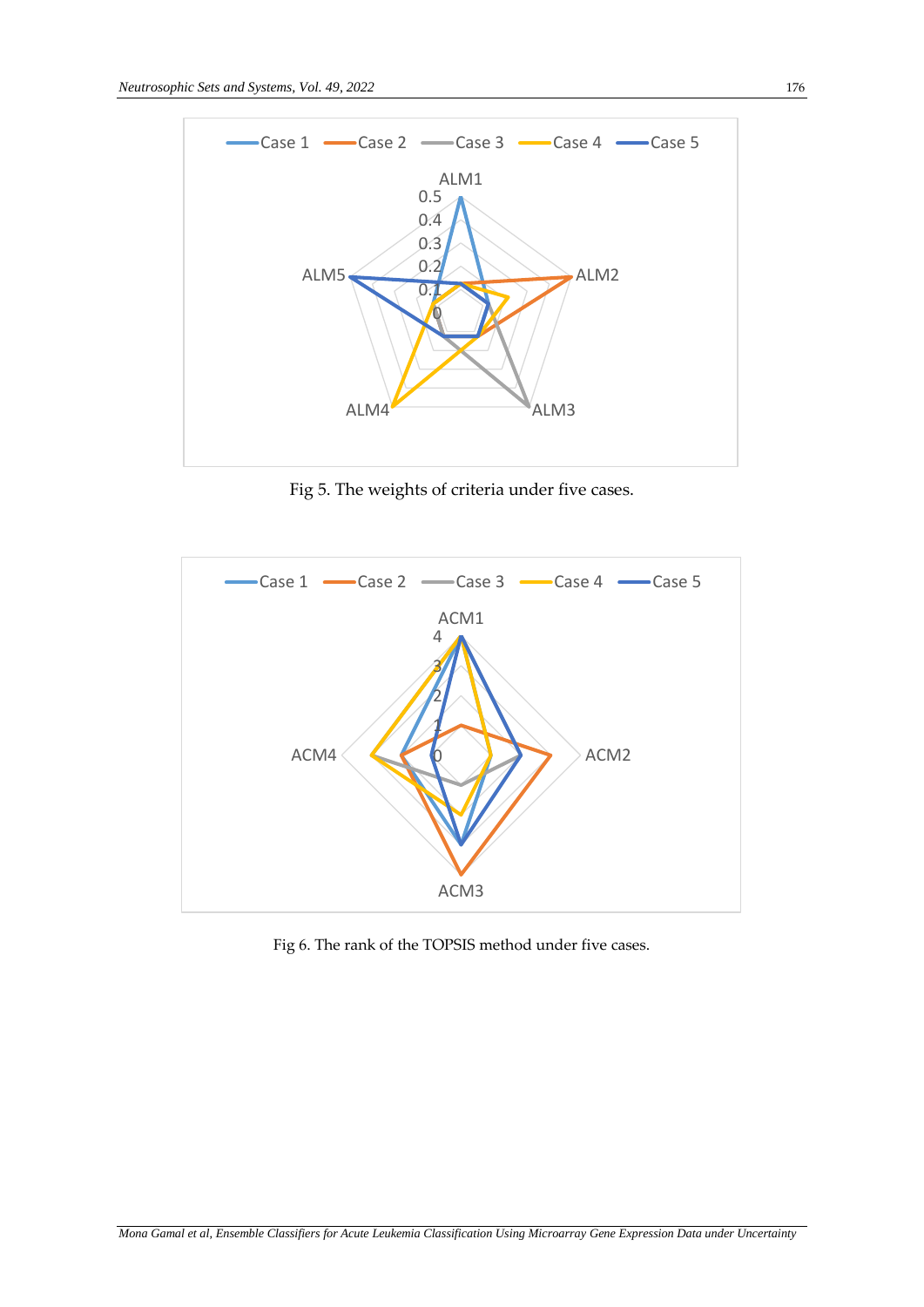Fig 5. The weights of criteria under five cases.

Fig 6. The rank of the TOPSIS method under five cases.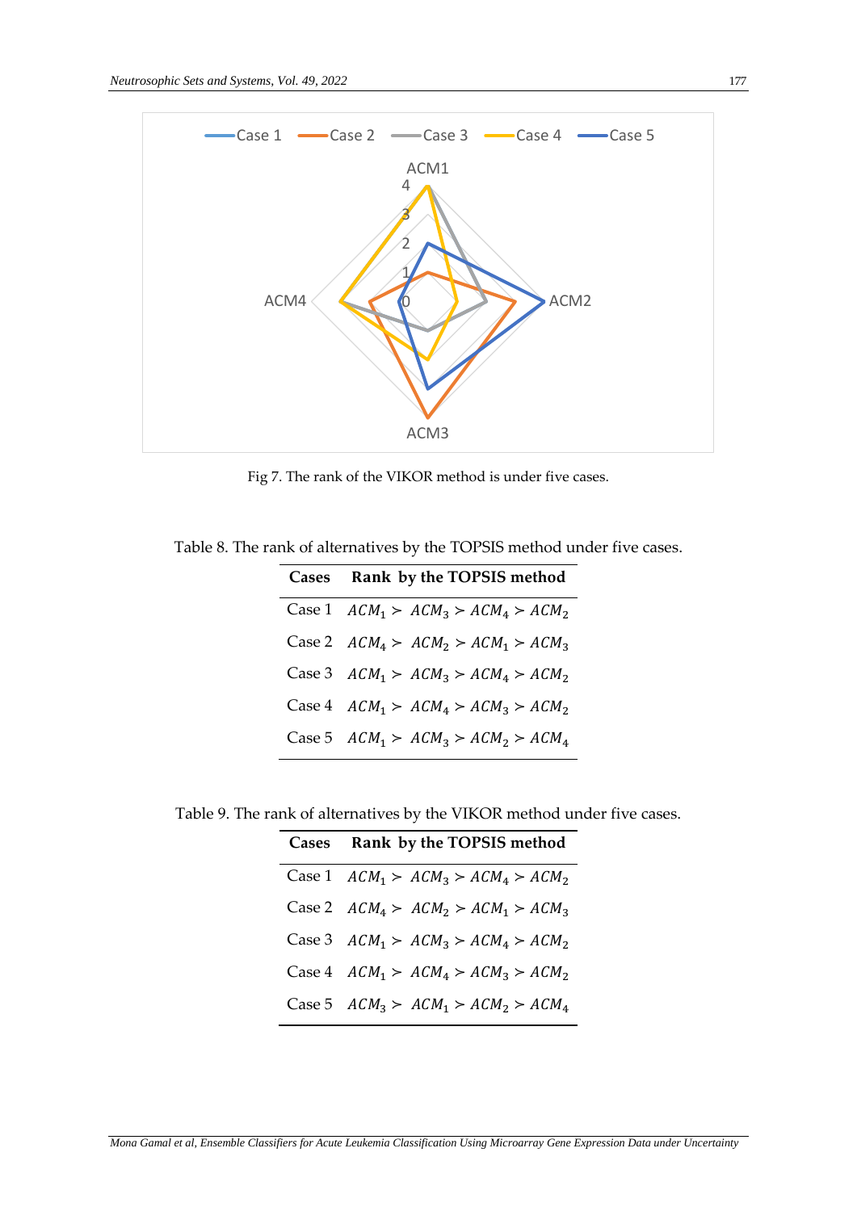Fig 7. The rank of the VIKOR method is under five cases.

Table 8. The rank of alternatives by the TOPSIS method under five cases.

| Cases | Rank by the TOPSIS method |
|---|---|
| Case 1 | $ACM_1 \succ ACM_3 \succ ACM_4 \succ ACM_2$ |
| Case 2 | $ACM_4 \succ ACM_2 \succ ACM_1 \succ ACM_3$ |
| Case 3 | $ACM_1 \succ ACM_3 \succ ACM_4 \succ ACM_2$ |
| Case 4 | $ACM_1 \succ ACM_4 \succ ACM_3 \succ ACM_2$ |
| Case 5 | $ACM_1 \succ ACM_3 \succ ACM_2 \succ ACM_4$ |

Table 9. The rank of alternatives by the VIKOR method under five cases.

| Cases | Rank by the TOPSIS method |
|---|---|
| Case 1 | $ACM_1 \succ ACM_3 \succ ACM_4 \succ ACM_2$ |
| Case 2 | $ACM_4 \succ ACM_2 \succ ACM_1 \succ ACM_3$ |
| Case 3 | $ACM_1 \succ ACM_3 \succ ACM_4 \succ ACM_2$ |
| Case 4 | $ACM_1 \succ ACM_4 \succ ACM_3 \succ ACM_2$ |
| Case 5 | $ACM_3 \succ ACM_1 \succ ACM_2 \succ ACM_4$ |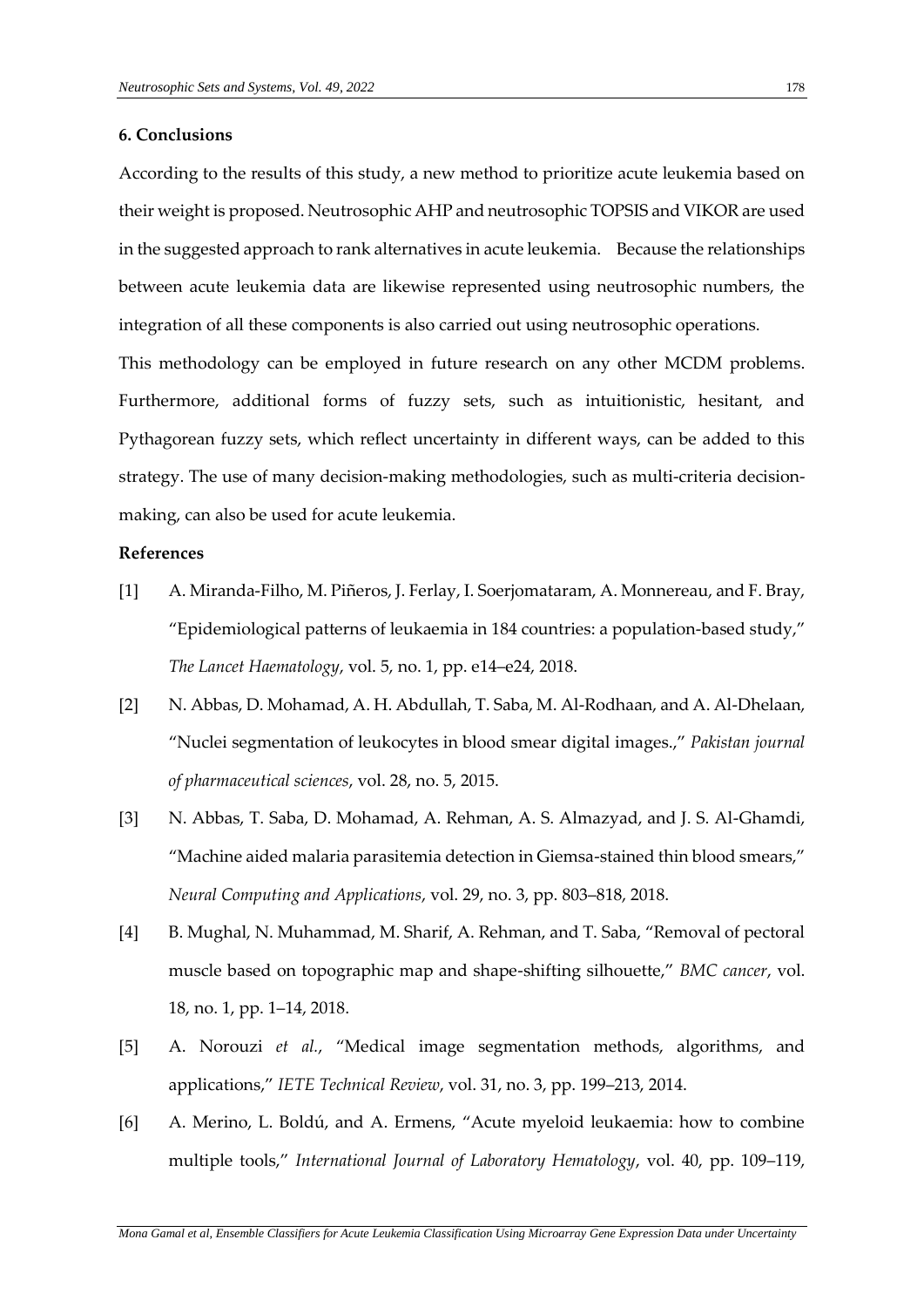## 6. Conclusions

According to the results of this study, a new method to prioritize acute leukemia based on their weight is proposed. Neutrosophic AHP and neutrosophic TOPSIS and VIKOR are used in the suggested approach to rank alternatives in acute leukemia. Because the relationships between acute leukemia data are likewise represented using neutrosophic numbers, the integration of all these components is also carried out using neutrosophic operations.

This methodology can be employed in future research on any other MCDM problems. Furthermore, additional forms of fuzzy sets, such as intuitionistic, hesitant, and Pythagorean fuzzy sets, which reflect uncertainty in different ways, can be added to this strategy. The use of many decision-making methodologies, such as multi-criteria decision-making, can also be used for acute leukemia.

## References

[1] A. Miranda-Filho, M. Piñeros, J. Ferlay, I. Soerjomataram, A. Monnereau, and F. Bray, "Epidemiological patterns of leukaemia in 184 countries: a population-based study," *The Lancet Haematology*, vol. 5, no. 1, pp. e14–e24, 2018.

[2] N. Abbas, D. Mohamad, A. H. Abdullah, T. Saba, M. Al-Rodhaan, and A. Al-Dhelaan, "Nuclei segmentation of leukocytes in blood smear digital images.," *Pakistan journal of pharmaceutical sciences*, vol. 28, no. 5, 2015.

[3] N. Abbas, T. Saba, D. Mohamad, A. Rehman, A. S. Almazyad, and J. S. Al-Ghamdi, "Machine aided malaria parasitemia detection in Giemsa-stained thin blood smears," *Neural Computing and Applications*, vol. 29, no. 3, pp. 803–818, 2018.

[4] B. Mughal, N. Muhammad, M. Sharif, A. Rehman, and T. Saba, "Removal of pectoral muscle based on topographic map and shape-shifting silhouette," *BMC cancer*, vol. 18, no. 1, pp. 1–14, 2018.

[5] A. Norouzi *et al.*, "Medical image segmentation methods, algorithms, and applications," *IETE Technical Review*, vol. 31, no. 3, pp. 199–213, 2014.

[6] A. Merino, L. Boldú, and A. Ermens, "Acute myeloid leukaemia: how to combine multiple tools," *International Journal of Laboratory Hematology*, vol. 40, pp. 109–119,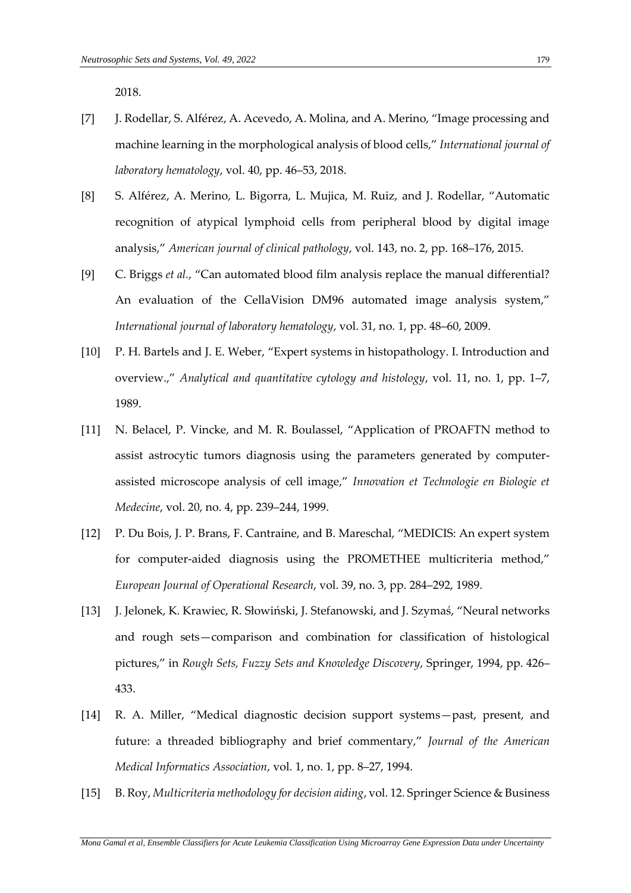2018.

[7] J. Rodellar, S. Alférez, A. Acevedo, A. Molina, and A. Merino, "Image processing and machine learning in the morphological analysis of blood cells," *International journal of laboratory hematology*, vol. 40, pp. 46–53, 2018.

[8] S. Alférez, A. Merino, L. Bigorra, L. Mujica, M. Ruiz, and J. Rodellar, "Automatic recognition of atypical lymphoid cells from peripheral blood by digital image analysis," *American journal of clinical pathology*, vol. 143, no. 2, pp. 168–176, 2015.

[9] C. Briggs *et al.*, "Can automated blood film analysis replace the manual differential? An evaluation of the CellaVision DM96 automated image analysis system," *International journal of laboratory hematology*, vol. 31, no. 1, pp. 48–60, 2009.

[10] P. H. Bartels and J. E. Weber, "Expert systems in histopathology. I. Introduction and overview.," *Analytical and quantitative cytology and histology*, vol. 11, no. 1, pp. 1–7, 1989.

[11] N. Belacel, P. Vincke, and M. R. Boulassel, "Application of PROAFTN method to assist astrocytic tumors diagnosis using the parameters generated by computer-assisted microscope analysis of cell image," *Innovation et Technologie en Biologie et Medecine*, vol. 20, no. 4, pp. 239–244, 1999.

[12] P. Du Bois, J. P. Brans, F. Cantraine, and B. Mareschal, "MEDICIS: An expert system for computer-aided diagnosis using the PROMETHEE multicriteria method," *European Journal of Operational Research*, vol. 39, no. 3, pp. 284–292, 1989.

[13] J. Jelonek, K. Krawiec, R. Słowiński, J. Stefanowski, and J. Szymaś, "Neural networks and rough sets—comparison and combination for classification of histological pictures," in *Rough Sets, Fuzzy Sets and Knowledge Discovery*, Springer, 1994, pp. 426–433.

[14] R. A. Miller, "Medical diagnostic decision support systems—past, present, and future: a threaded bibliography and brief commentary," *Journal of the American Medical Informatics Association*, vol. 1, no. 1, pp. 8–27, 1994.

[15] B. Roy, *Multicriteria methodology for decision aiding*, vol. 12. Springer Science & Business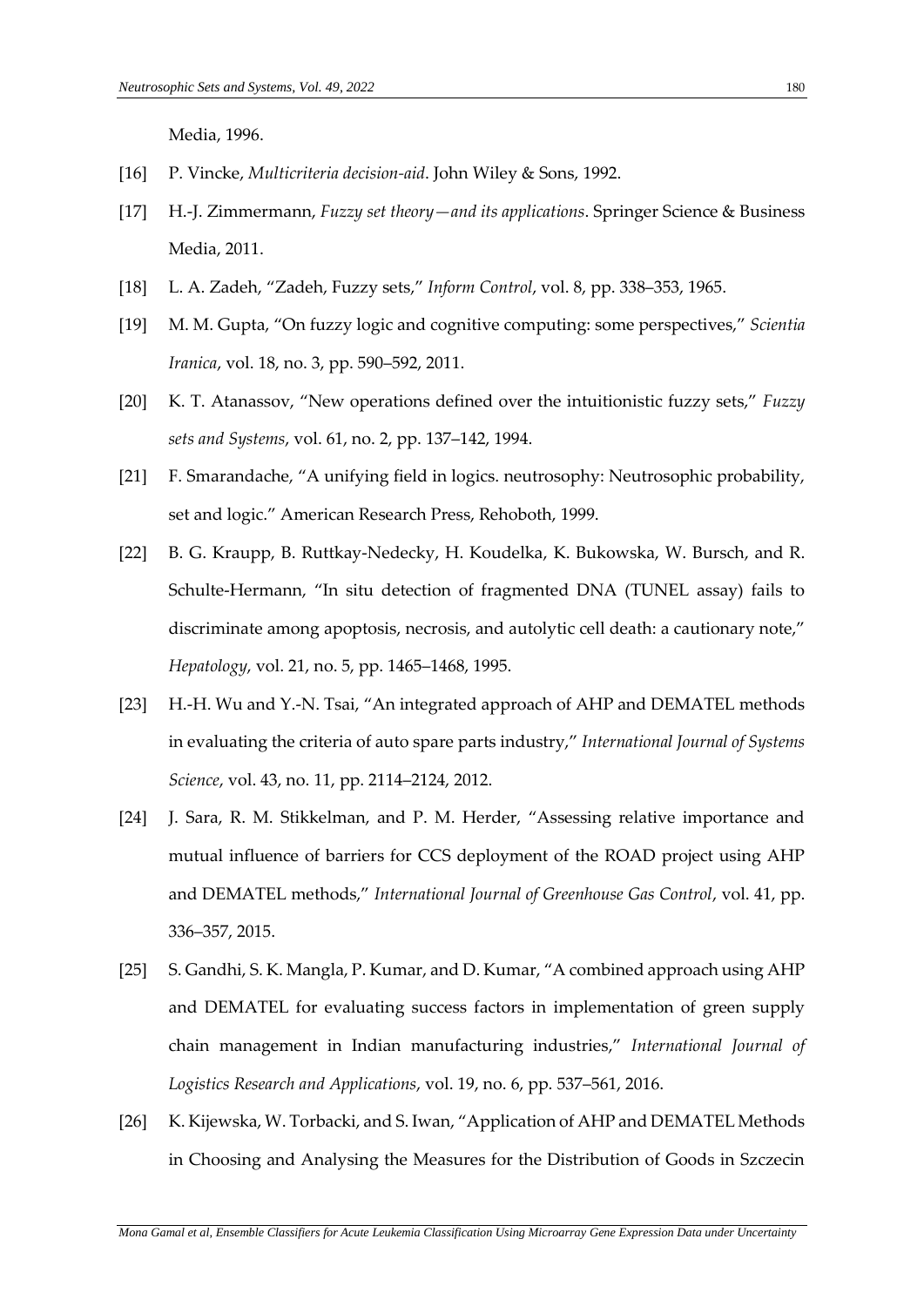Media, 1996.

[16] P. Vincke, *Multicriteria decision-aid*. John Wiley & Sons, 1992.

[17] H.-J. Zimmermann, *Fuzzy set theory—and its applications*. Springer Science & Business Media, 2011.

[18] L. A. Zadeh, "Zadeh, Fuzzy sets," *Inform Control*, vol. 8, pp. 338–353, 1965.

[19] M. M. Gupta, "On fuzzy logic and cognitive computing: some perspectives," *Scientia Iranica*, vol. 18, no. 3, pp. 590–592, 2011.

[20] K. T. Atanassov, "New operations defined over the intuitionistic fuzzy sets," *Fuzzy sets and Systems*, vol. 61, no. 2, pp. 137–142, 1994.

[21] F. Smarandache, "A unifying field in logics. neutrosophy: Neutrosophic probability, set and logic." American Research Press, Rehoboth, 1999.

[22] B. G. Kraupp, B. Ruttkay-Nedecky, H. Koudelka, K. Bukowska, W. Bursch, and R. Schulte-Hermann, "In situ detection of fragmented DNA (TUNEL assay) fails to discriminate among apoptosis, necrosis, and autolytic cell death: a cautionary note," *Hepatology*, vol. 21, no. 5, pp. 1465–1468, 1995.

[23] H.-H. Wu and Y.-N. Tsai, "An integrated approach of AHP and DEMATEL methods in evaluating the criteria of auto spare parts industry," *International Journal of Systems Science*, vol. 43, no. 11, pp. 2114–2124, 2012.

[24] J. Sara, R. M. Stikkelman, and P. M. Herder, "Assessing relative importance and mutual influence of barriers for CCS deployment of the ROAD project using AHP and DEMATEL methods," *International Journal of Greenhouse Gas Control*, vol. 41, pp. 336–357, 2015.

[25] S. Gandhi, S. K. Mangla, P. Kumar, and D. Kumar, "A combined approach using AHP and DEMATEL for evaluating success factors in implementation of green supply chain management in Indian manufacturing industries," *International Journal of Logistics Research and Applications*, vol. 19, no. 6, pp. 537–561, 2016.

[26] K. Kijewska, W. Torbacki, and S. Iwan, "Application of AHP and DEMATEL Methods in Choosing and Analysing the Measures for the Distribution of Goods in Szczecin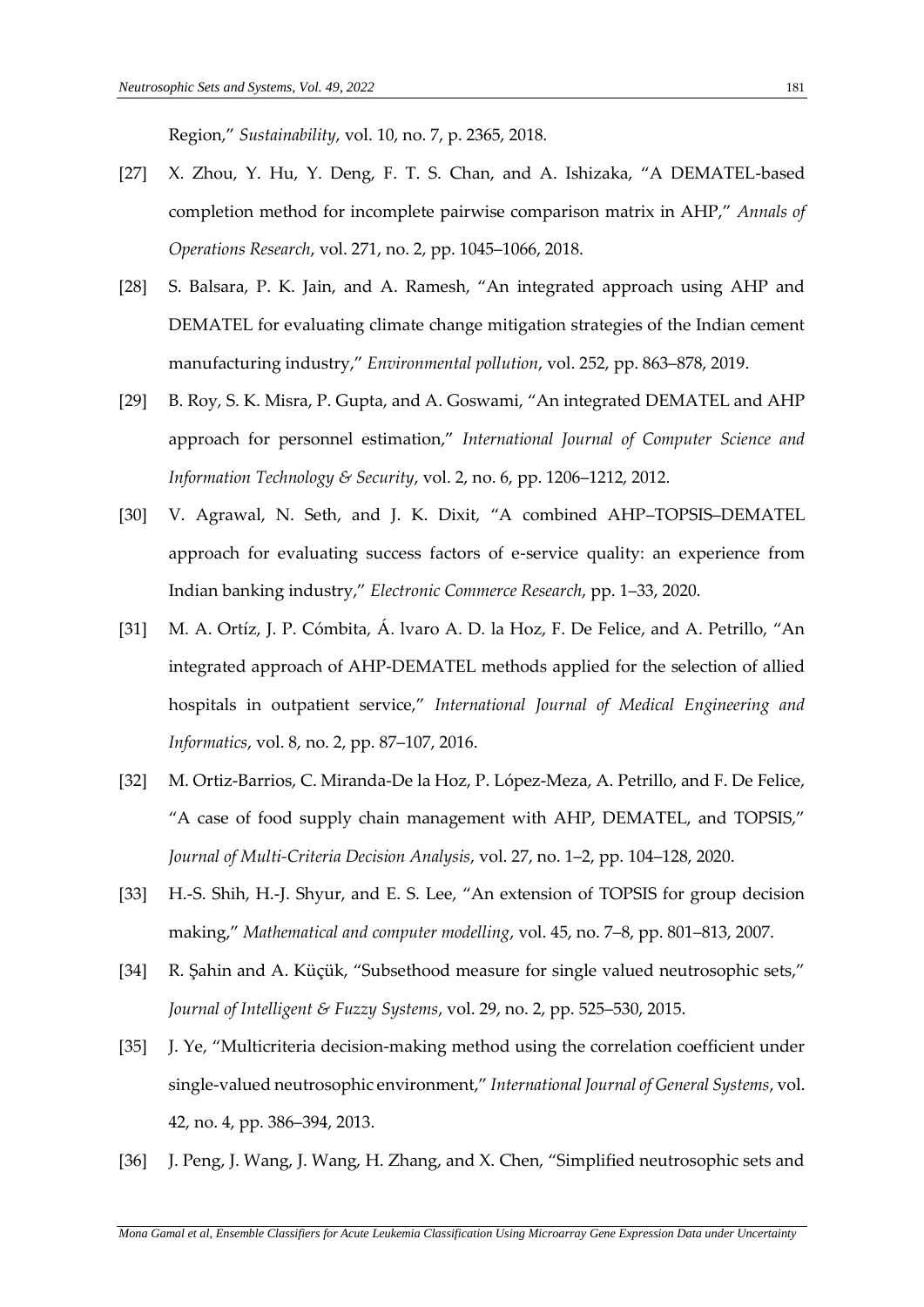Region," *Sustainability*, vol. 10, no. 7, p. 2365, 2018.

[27] X. Zhou, Y. Hu, Y. Deng, F. T. S. Chan, and A. Ishizaka, "A DEMATEL-based completion method for incomplete pairwise comparison matrix in AHP," *Annals of Operations Research*, vol. 271, no. 2, pp. 1045–1066, 2018.

[28] S. Balsara, P. K. Jain, and A. Ramesh, "An integrated approach using AHP and DEMATEL for evaluating climate change mitigation strategies of the Indian cement manufacturing industry," *Environmental pollution*, vol. 252, pp. 863–878, 2019.

[29] B. Roy, S. K. Misra, P. Gupta, and A. Goswami, "An integrated DEMATEL and AHP approach for personnel estimation," *International Journal of Computer Science and Information Technology & Security*, vol. 2, no. 6, pp. 1206–1212, 2012.

[30] V. Agrawal, N. Seth, and J. K. Dixit, "A combined AHP–TOPSIS–DEMATEL approach for evaluating success factors of e-service quality: an experience from Indian banking industry," *Electronic Commerce Research*, pp. 1–33, 2020.

[31] M. A. Ortíz, J. P. Cómbita, Á. lvaro A. D. la Hoz, F. De Felice, and A. Petrillo, "An integrated approach of AHP-DEMATEL methods applied for the selection of allied hospitals in outpatient service," *International Journal of Medical Engineering and Informatics*, vol. 8, no. 2, pp. 87–107, 2016.

[32] M. Ortiz-Barrios, C. Miranda-De la Hoz, P. López-Meza, A. Petrillo, and F. De Felice, "A case of food supply chain management with AHP, DEMATEL, and TOPSIS," *Journal of Multi-Criteria Decision Analysis*, vol. 27, no. 1–2, pp. 104–128, 2020.

[33] H.-S. Shih, H.-J. Shyur, and E. S. Lee, "An extension of TOPSIS for group decision making," *Mathematical and computer modelling*, vol. 45, no. 7–8, pp. 801–813, 2007.

[34] R. Şahin and A. Küçük, "Subsethood measure for single valued neutrosophic sets," *Journal of Intelligent & Fuzzy Systems*, vol. 29, no. 2, pp. 525–530, 2015.

[35] J. Ye, "Multicriteria decision-making method using the correlation coefficient under single-valued neutrosophic environment," *International Journal of General Systems*, vol. 42, no. 4, pp. 386–394, 2013.

[36] J. Peng, J. Wang, J. Wang, H. Zhang, and X. Chen, "Simplified neutrosophic sets and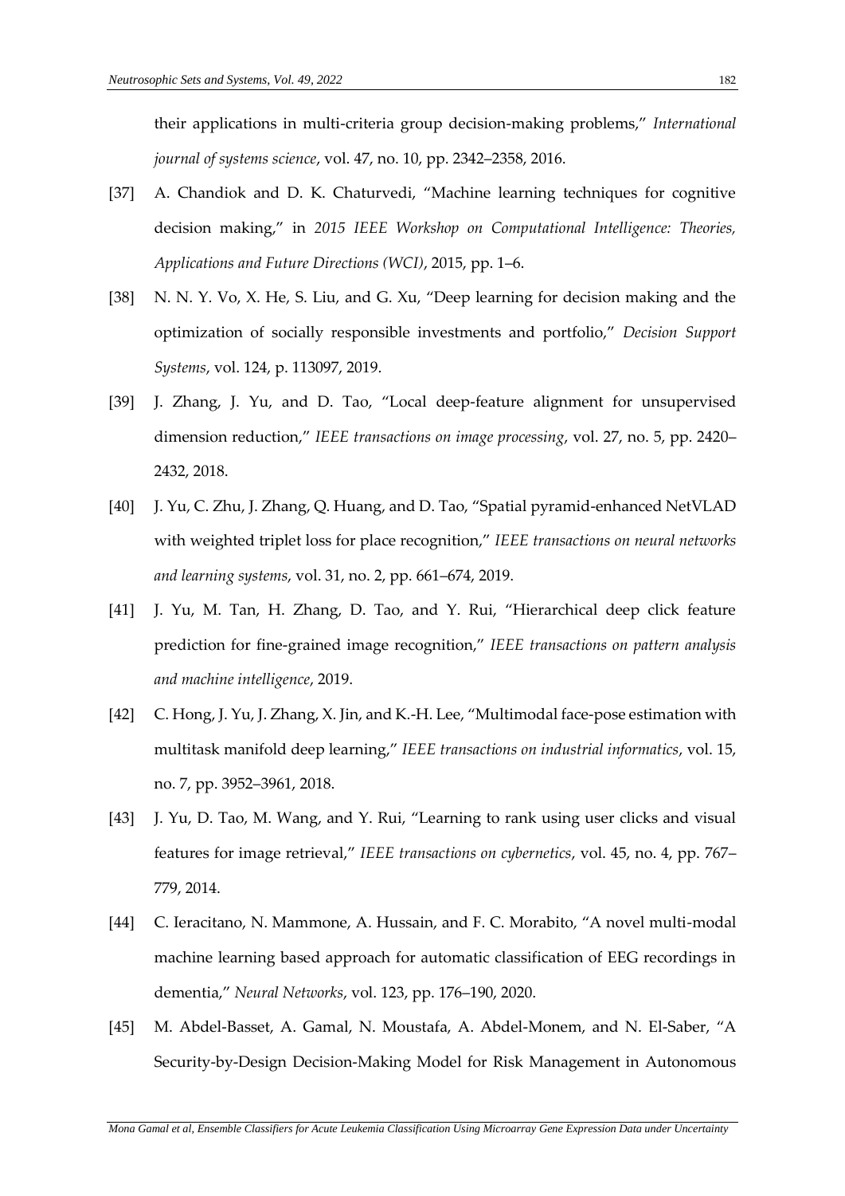their applications in multi-criteria group decision-making problems," *International journal of systems science*, vol. 47, no. 10, pp. 2342–2358, 2016.

[37] A. Chandiok and D. K. Chaturvedi, "Machine learning techniques for cognitive decision making," in *2015 IEEE Workshop on Computational Intelligence: Theories, Applications and Future Directions (WCI)*, 2015, pp. 1–6.

[38] N. N. Y. Vo, X. He, S. Liu, and G. Xu, "Deep learning for decision making and the optimization of socially responsible investments and portfolio," *Decision Support Systems*, vol. 124, p. 113097, 2019.

[39] J. Zhang, J. Yu, and D. Tao, "Local deep-feature alignment for unsupervised dimension reduction," *IEEE transactions on image processing*, vol. 27, no. 5, pp. 2420–2432, 2018.

[40] J. Yu, C. Zhu, J. Zhang, Q. Huang, and D. Tao, "Spatial pyramid-enhanced NetVLAD with weighted triplet loss for place recognition," *IEEE transactions on neural networks and learning systems*, vol. 31, no. 2, pp. 661–674, 2019.

[41] J. Yu, M. Tan, H. Zhang, D. Tao, and Y. Rui, "Hierarchical deep click feature prediction for fine-grained image recognition," *IEEE transactions on pattern analysis and machine intelligence*, 2019.

[42] C. Hong, J. Yu, J. Zhang, X. Jin, and K.-H. Lee, "Multimodal face-pose estimation with multitask manifold deep learning," *IEEE transactions on industrial informatics*, vol. 15, no. 7, pp. 3952–3961, 2018.

[43] J. Yu, D. Tao, M. Wang, and Y. Rui, "Learning to rank using user clicks and visual features for image retrieval," *IEEE transactions on cybernetics*, vol. 45, no. 4, pp. 767–779, 2014.

[44] C. Ieracitano, N. Mammone, A. Hussain, and F. C. Morabito, "A novel multi-modal machine learning based approach for automatic classification of EEG recordings in dementia," *Neural Networks*, vol. 123, pp. 176–190, 2020.

[45] M. Abdel-Basset, A. Gamal, N. Moustafa, A. Abdel-Monem, and N. El-Saber, "A Security-by-Design Decision-Making Model for Risk Management in Autonomous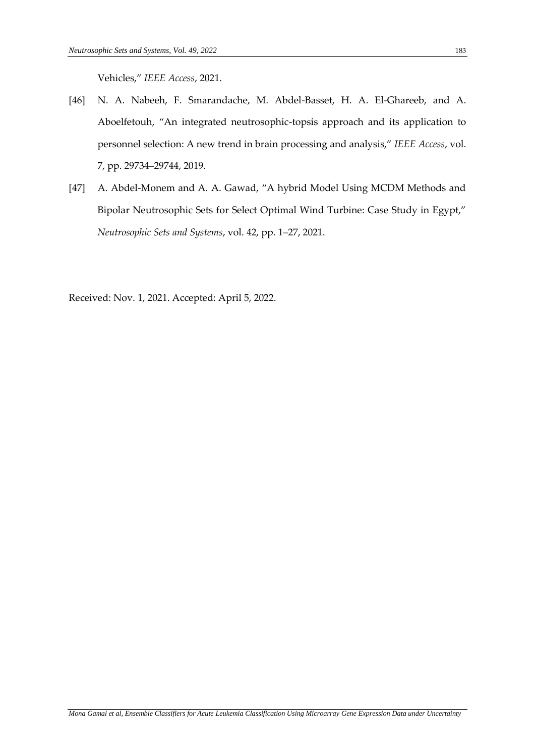Vehicles," *IEEE Access*, 2021.

[46] N. A. Nabeeh, F. Smarandache, M. Abdel-Basset, H. A. El-Ghareeb, and A. Aboelfetouh, "An integrated neutrosophic-topsis approach and its application to personnel selection: A new trend in brain processing and analysis," *IEEE Access*, vol. 7, pp. 29734–29744, 2019.

[47] A. Abdel-Monem and A. A. Gawad, "A hybrid Model Using MCDM Methods and Bipolar Neutrosophic Sets for Select Optimal Wind Turbine: Case Study in Egypt," *Neutrosophic Sets and Systems*, vol. 42, pp. 1–27, 2021.

Received: Nov. 1, 2021. Accepted: April 5, 2022.